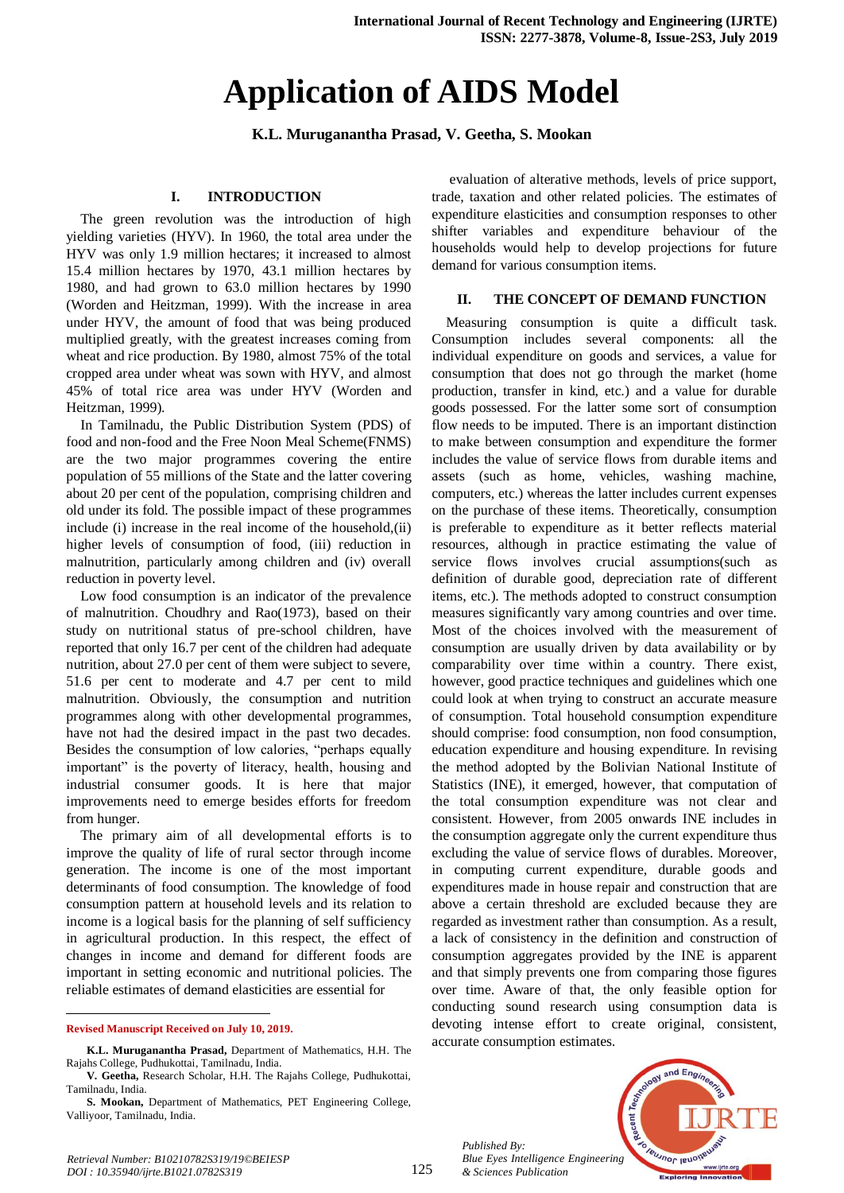# Application of AIDS Model

**K.L. Muruganantha Prasad, V. Geetha, S. Mookan**

## I. INTRODUCTION

The green revolution was the introduction of high yielding varieties (HYV). In 1960, the total area under the HYV was only 1.9 million hectares; it increased to almost 15.4 million hectares by 1970, 43.1 million hectares by 1980, and had grown to 63.0 million hectares by 1990 (Worden and Heitzman, 1999). With the increase in area under HYV, the amount of food that was being produced multiplied greatly, with the greatest increases coming from wheat and rice production. By 1980, almost 75% of the total cropped area under wheat was sown with HYV, and almost 45% of total rice area was under HYV (Worden and Heitzman, 1999).

In Tamilnadu, the Public Distribution System (PDS) of food and non-food and the Free Noon Meal Scheme(FNMS) are the two major programmes covering the entire population of 55 millions of the State and the latter covering about 20 per cent of the population, comprising children and old under its fold. The possible impact of these programmes include (i) increase in the real income of the household,(ii) higher levels of consumption of food, (iii) reduction in malnutrition, particularly among children and (iv) overall reduction in poverty level.

Low food consumption is an indicator of the prevalence of malnutrition. Choudhry and Rao(1973), based on their study on nutritional status of pre-school children, have reported that only 16.7 per cent of the children had adequate nutrition, about 27.0 per cent of them were subject to severe, 51.6 per cent to moderate and 4.7 per cent to mild malnutrition. Obviously, the consumption and nutrition programmes along with other developmental programmes, have not had the desired impact in the past two decades. Besides the consumption of low calories, "perhaps equally important" is the poverty of literacy, health, housing and industrial consumer goods. It is here that major improvements need to emerge besides efforts for freedom from hunger.

The primary aim of all developmental efforts is to improve the quality of life of rural sector through income generation. The income is one of the most important determinants of food consumption. The knowledge of food consumption pattern at household levels and its relation to income is a logical basis for the planning of self sufficiency in agricultural production. In this respect, the effect of changes in income and demand for different foods are important in setting economic and nutritional policies. The reliable estimates of demand elasticities are essential for evaluation of alterative methods, levels of price support, trade, taxation and other related policies. The estimates of expenditure elasticities and consumption responses to other shifter variables and expenditure behaviour of the households would help to develop projections for future demand for various consumption items.

## II. THE CONCEPT OF DEMAND FUNCTION

Measuring consumption is quite a difficult task. Consumption includes several components: all the individual expenditure on goods and services, a value for consumption that does not go through the market (home production, transfer in kind, etc.) and a value for durable goods possessed. For the latter some sort of consumption flow needs to be imputed. There is an important distinction to make between consumption and expenditure the former includes the value of service flows from durable items and assets (such as home, vehicles, washing machine, computers, etc.) whereas the latter includes current expenses on the purchase of these items. Theoretically, consumption is preferable to expenditure as it better reflects material resources, although in practice estimating the value of service flows involves crucial assumptions(such as definition of durable good, depreciation rate of different items, etc.). The methods adopted to construct consumption measures significantly vary among countries and over time. Most of the choices involved with the measurement of consumption are usually driven by data availability or by comparability over time within a country. There exist, however, good practice techniques and guidelines which one could look at when trying to construct an accurate measure of consumption. Total household consumption expenditure should comprise: food consumption, non food consumption, education expenditure and housing expenditure. In revising the method adopted by the Bolivian National Institute of Statistics (INE), it emerged, however, that computation of the total consumption expenditure was not clear and consistent. However, from 2005 onwards INE includes in the consumption aggregate only the current expenditure thus excluding the value of service flows of durables. Moreover, in computing current expenditure, durable goods and expenditures made in house repair and construction that are above a certain threshold are excluded because they are regarded as investment rather than consumption. As a result, a lack of consistency in the definition and construction of consumption aggregates provided by the INE is apparent and that simply prevents one from comparing those figures over time. Aware of that, the only feasible option for conducting sound research using consumption data is devoting intense effort to create original, consistent, accurate consumption estimates.

---

**Revised Manuscript Received on July 10, 2019.**

**K.L. Muruganantha Prasad,** Department of Mathematics, H.H. The Rajahs College, Pudhukottai, Tamilnadu, India.

**V. Geetha,** Research Scholar, H.H. The Rajahs College, Pudhukottai, Tamilnadu, India.

**S. Mookan,** Department of Mathematics, PET Engineering College, Valliyoor, Tamilnadu, India.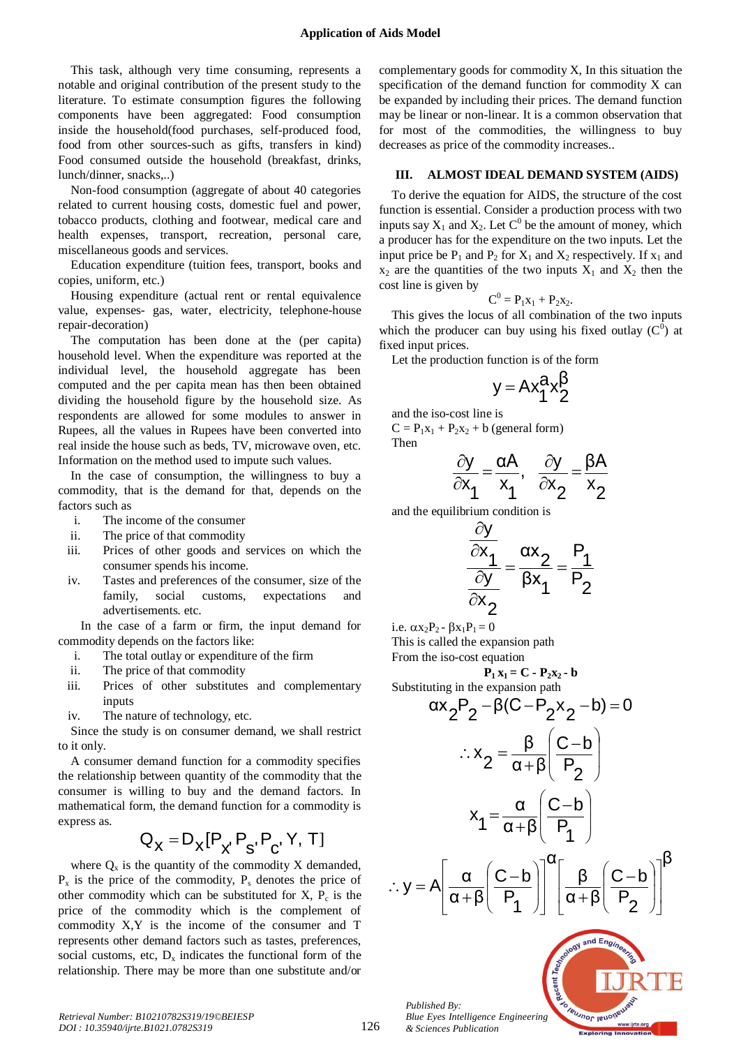This task, although very time consuming, represents a notable and original contribution of the present study to the literature. To estimate consumption figures the following components have been aggregated: Food consumption inside the household(food purchases, self-produced food, food from other sources-such as gifts, transfers in kind) Food consumed outside the household (breakfast, drinks, lunch/dinner, snacks,..)

Non-food consumption (aggregate of about 40 categories related to current housing costs, domestic fuel and power, tobacco products, clothing and footwear, medical care and health expenses, transport, recreation, personal care, miscellaneous goods and services.

Education expenditure (tuition fees, transport, books and copies, uniform, etc.)

Housing expenditure (actual rent or rental equivalence value, expenses- gas, water, electricity, telephone-house repair-decoration)

The computation has been done at the (per capita) household level. When the expenditure was reported at the individual level, the household aggregate has been computed and the per capita mean has then been obtained dividing the household figure by the household size. As respondents are allowed for some modules to answer in Rupees, all the values in Rupees have been converted into real inside the house such as beds, TV, microwave oven, etc. Information on the method used to impute such values.

In the case of consumption, the willingness to buy a commodity, that is the demand for that, depends on the factors such as

i. The income of the consumer
ii. The price of that commodity
iii. Prices of other goods and services on which the consumer spends his income.
iv. Tastes and preferences of the consumer, size of the family, social customs, expectations and advertisements. etc.

In the case of a farm or firm, the input demand for commodity depends on the factors like:

i. The total outlay or expenditure of the firm
ii. The price of that commodity
iii. Prices of other substitutes and complementary inputs
iv. The nature of technology, etc.

Since the study is on consumer demand, we shall restrict to it only.

A consumer demand function for a commodity specifies the relationship between quantity of the commodity that the consumer is willing to buy and the demand factors. In mathematical form, the demand function for a commodity is express as.

$$Q_X = D_X[P_X, P_S, P_C, Y, T]$$

where $Q_x$ is the quantity of the commodity X demanded, $P_x$ is the price of the commodity, $P_s$ denotes the price of other commodity which can be substituted for X, $P_c$ is the price of the commodity which is the complement of commodity X,Y is the income of the consumer and T represents other demand factors such as tastes, preferences, social customs, etc, $D_x$ indicates the functional form of the relationship. There may be more than one substitute and/or complementary goods for commodity X, In this situation the specification of the demand function for commodity X can be expanded by including their prices. The demand function may be linear or non-linear. It is a common observation that for most of the commodities, the willingness to buy decreases as price of the commodity increases..

## III. ALMOST IDEAL DEMAND SYSTEM (AIDS)

To derive the equation for AIDS, the structure of the cost function is essential. Consider a production process with two inputs say $X_1$ and $X_2$. Let $C^0$ be the amount of money, which a producer has for the expenditure on the two inputs. Let the input price be $P_1$ and $P_2$ for $X_1$ and $X_2$ respectively. If $x_1$ and $x_2$ are the quantities of the two inputs $X_1$ and $X_2$ then the cost line is given by

$$C^0 = P_1x_1 + P_2x_2.$$

This gives the locus of all combination of the two inputs which the producer can buy using his fixed outlay ($C^0$) at fixed input prices.

Let the production function is of the form

$$y = Ax_1^{a}x_2^{\beta}$$

and the iso-cost line is

$C = P_1x_1 + P_2x_2 + b$ (general form)

Then

$$\frac{\partial y}{\partial x_1} = \frac{\alpha A}{x_1}, \quad \frac{\partial y}{\partial x_2} = \frac{\beta A}{x_2}$$

and the equilibrium condition is

$$\frac{\frac{\partial y}{\partial x_1}}{\frac{\partial y}{\partial x_2}} = \frac{\alpha x_2}{\beta x_1} = \frac{P_1}{P_2}$$

i.e. $\alpha x_2P_2 - \beta x_1P_1 = 0$

This is called the expansion path

From the iso-cost equation

$$\mathbf{P_1\,x_1 = C - P_2x_2 - b}$$

Substituting in the expansion path

$$\alpha x_2P_2 - \beta(C - P_2x_2 - b) = 0$$

$$\therefore x_2 = \frac{\beta}{\alpha+\beta}\left(\frac{C-b}{P_2}\right)$$

$$x_1 = \frac{\alpha}{\alpha+\beta}\left(\frac{C-b}{P_1}\right)$$

$$\therefore y = A\left[\frac{\alpha}{\alpha+\beta}\left(\frac{C-b}{P_1}\right)\right]^{\alpha}\left[\frac{\beta}{\alpha+\beta}\left(\frac{C-b}{P_2}\right)\right]^{\beta}$$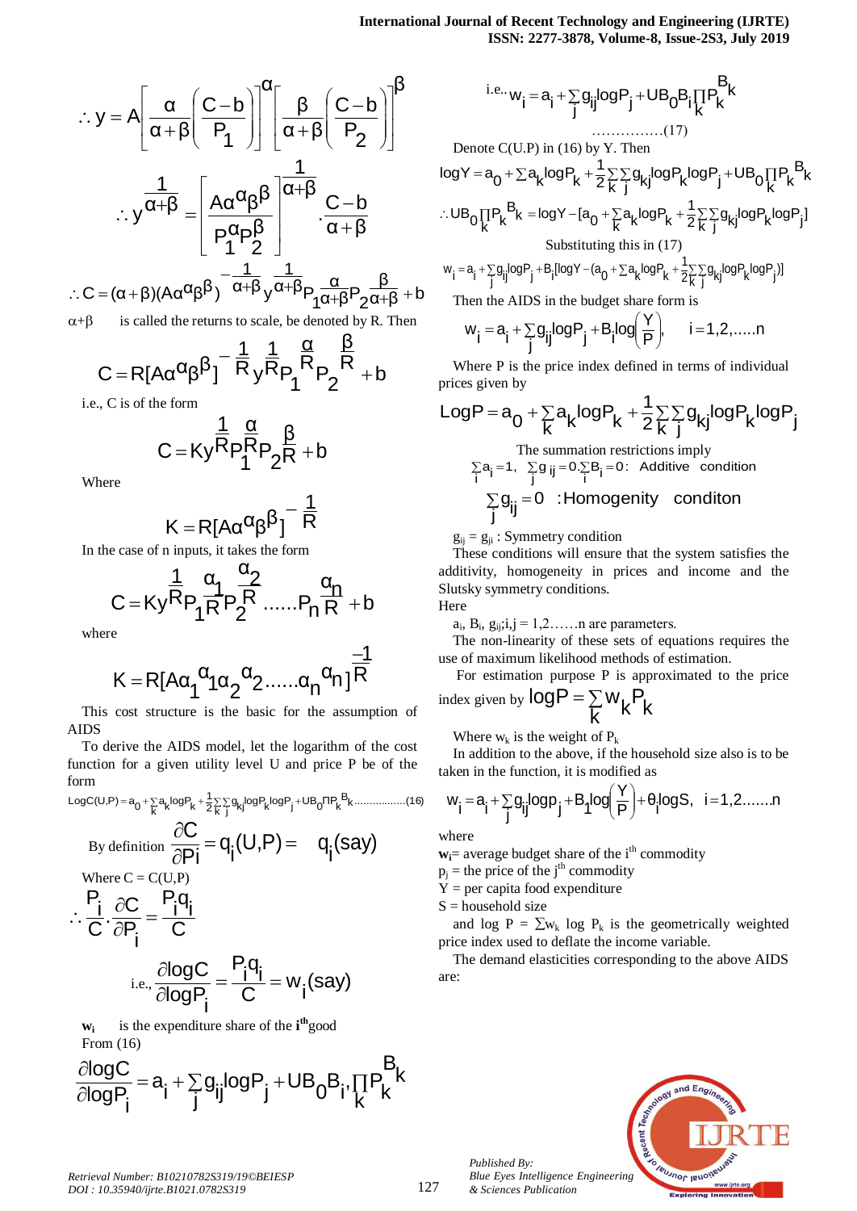$$\therefore y = A\left[\frac{\alpha}{\alpha+\beta}\left(\frac{C-b}{P_1}\right)\right]^{\alpha}\left[\frac{\beta}{\alpha+\beta}\left(\frac{C-b}{P_2}\right)\right]^{\beta}$$

$$\therefore y^{\frac{1}{\alpha+\beta}} = \left[\frac{A\alpha^{\alpha}\beta^{\beta}}{P_1^{\alpha}P_2^{\beta}}\right]^{\frac{1}{\alpha+\beta}} \cdot \frac{C-b}{\alpha+\beta}$$

$$\therefore C = (\alpha+\beta)(A\alpha^{\alpha}\beta^{\beta})^{-\frac{1}{\alpha+\beta}} y^{\frac{1}{\alpha+\beta}} P_1^{\frac{\alpha}{\alpha+\beta}} P_2^{\frac{\beta}{\alpha+\beta}} + b$$

$\alpha+\beta$ is called the returns to scale, be denoted by R. Then

$$C = R[A\alpha^{\alpha}\beta^{\beta}]^{-\frac{1}{R}} y^{\frac{1}{R}} P_1^{\frac{\alpha}{R}} P_2^{\frac{\beta}{R}} + b$$

i.e., C is of the form

$$C = Ky^{\frac{1}{R}} P_1^{\frac{\alpha}{R}} P_2^{\frac{\beta}{R}} + b$$

Where

$$K = R[A\alpha^{\alpha}\beta^{\beta}]^{-\frac{1}{R}}$$

In the case of n inputs, it takes the form

$$C = Ky^{\frac{1}{R}} P_1^{\frac{\alpha_1}{R}} P_2^{\frac{\alpha_2}{R}} \ldots\ldots P_n^{\frac{\alpha_n}{R}} + b$$

where

$$K = R[A\alpha_1^{\alpha_1}\alpha_2^{\alpha_2}\ldots\ldots\alpha_n^{\alpha_n}]^{\frac{-1}{R}}$$

This cost structure is the basic for the assumption of AIDS

To derive the AIDS model, let the logarithm of the cost function for a given utility level U and price P be of the form

$$\text{Log}C(U,P) = a_0 + \sum_k a_k \log P_k + \frac{1}{2}\sum_k\sum_j g_{kj}\log P_k \log P_j + UB_0\Pi P_k^{B_k} \ldots\ldots\ldots\ldots\ldots(16)$$

By definition $\frac{\partial C}{\partial Pi} = q_i(U,P) = \quad q_i(\text{say})$

Where C = C(U,P)

$$\therefore \frac{P_i}{C}\cdot\frac{\partial C}{\partial P_i} = \frac{P_i q_i}{C}$$

$$\text{i.e., } \frac{\partial \log C}{\partial \log P_i} = \frac{P_i q_i}{C} = w_i(\text{say})$$

$\mathbf{w_i}$ is the expenditure share of the $\mathbf{i^{th}}$ good

From (16)

$$\frac{\partial \log C}{\partial \log P_i} = a_i + \sum_j g_{ij}\log P_j + UB_0 B_i, \prod_k P_k^{B_k}$$

$$\text{i.e.. } w_i = a_i + \sum_j g_{ij}\log P_j + UB_0 B_i \prod_k P_k^{B_k}$$

$$\ldots\ldots\ldots\ldots\ldots(17)$$

Denote C(U.P) in (16) by Y. Then

$$\log Y = a_0 + \sum a_k \log P_k + \frac{1}{2}\sum_k\sum_j g_{kj}\log P_k \log P_j + UB_0 \prod_k P_k^{B_k}$$

$$\therefore UB_0 \prod_k P_k^{B_k} = \log Y - [a_0 + \sum_k a_k \log P_k + \frac{1}{2}\sum_k\sum_j g_{kj}\log P_k \log P_j]$$

Substituting this in (17)

$$w_i = a_i + \sum_j g_{ij}\log P_j + B_i[\log Y - (a_0 + \sum a_k \log P_k + \frac{1}{2}\sum_k\sum_j g_{kj}\log P_k \log P_j)]$$

Then the AIDS in the budget share form is

$$w_i = a_i + \sum_j g_{ij}\log P_j + B_i \log\left(\frac{Y}{P}\right), \quad i = 1,2,\ldots\ldots n$$

Where P is the price index defined in terms of individual prices given by

$$\text{Log}P = a_0 + \sum_k a_k \log P_k + \frac{1}{2}\sum_k\sum_j g_{kj}\log P_k \log P_j$$

The summation restrictions imply

$\sum_i a_i = 1, \ \sum_j g_{ij} = 0. \sum_i B_i = 0$: Additive condition

$\sum_j g_{ij} = 0$ :Homogenity conditon

$g_{ij} = g_{ji}$ : Symmetry condition

These conditions will ensure that the system satisfies the additivity, homogeneity in prices and income and the Slutsky symmetry conditions.

Here

$a_i$, $B_i$, $g_{ij}$;i,j = 1,2……n are parameters.

The non-linearity of these sets of equations requires the use of maximum likelihood methods of estimation.

For estimation purpose P is approximated to the price index given by $\log P = \sum_k w_k P_k$

Where $w_k$ is the weight of $P_k$

In addition to the above, if the household size also is to be taken in the function, it is modified as

$$w_i = a_i + \sum_j g_{ij}\log p_j + B_1 \log\left(\frac{Y}{P}\right) + \theta_i \log S, \quad i = 1,2\ldots\ldots n$$

where

$\mathbf{w_i}$= average budget share of the $i^{th}$ commodity

$p_j$ = the price of the $j^{th}$ commodity

Y = per capita food expenditure

S = household size

and log P = $\sum w_k$ log $P_k$ is the geometrically weighted price index used to deflate the income variable.

The demand elasticities corresponding to the above AIDS are: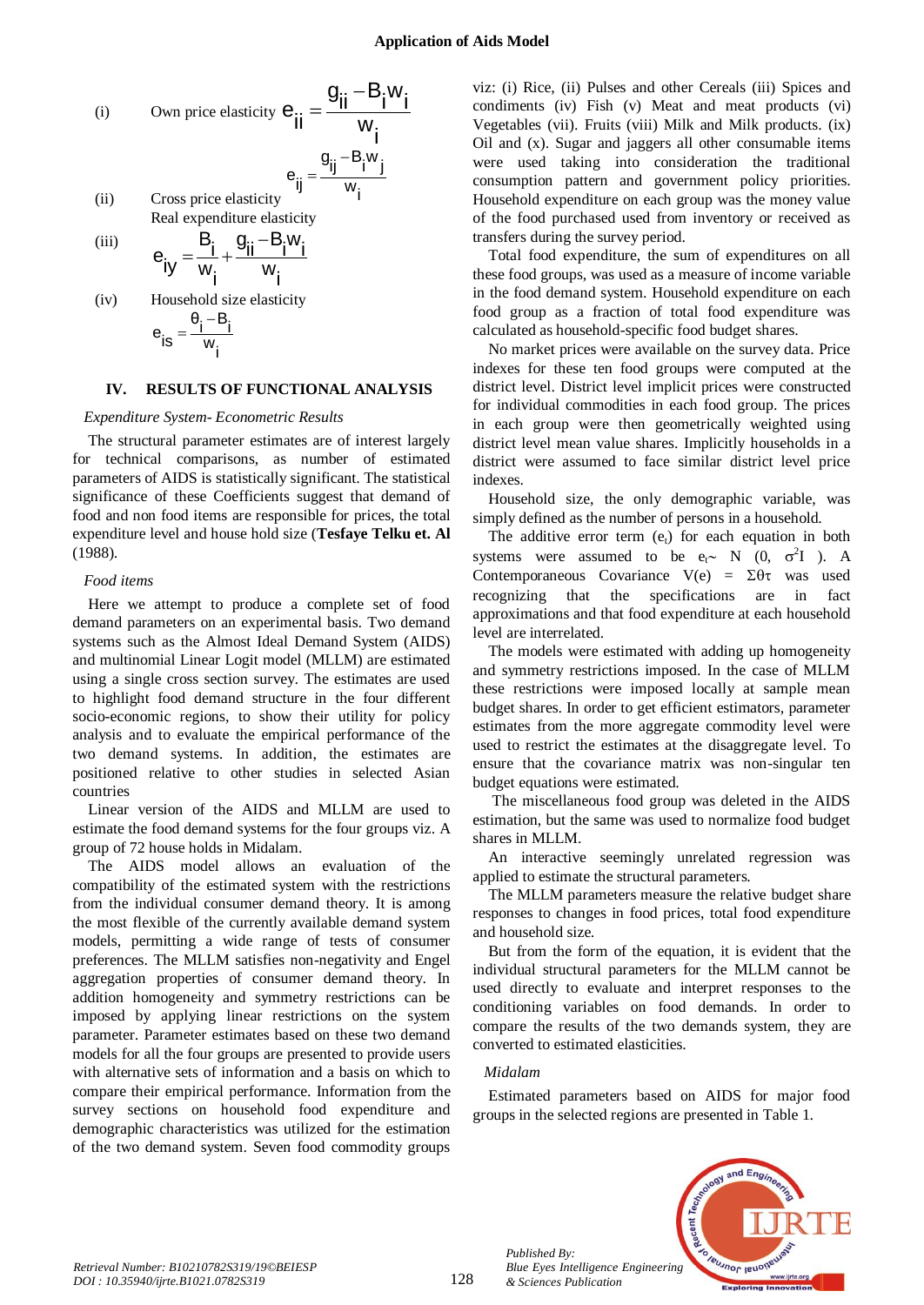(i) Own price elasticity $e_{ii} = \dfrac{g_{ii} - B_i w_i}{w_i}$

$$e_{ij} = \frac{g_{ij} - B_i w_j}{w_i}$$

(ii) Cross price elasticity

Real expenditure elasticity

(iii) $e_{iy} = \dfrac{B_i}{w_i} + \dfrac{g_{ii} - B_i w_i}{w_i}$

(iv) Household size elasticity

$$e_{is} = \frac{\theta_i - B_i}{w_i}$$

## IV. RESULTS OF FUNCTIONAL ANALYSIS

*Expenditure System- Econometric Results*

The structural parameter estimates are of interest largely for technical comparisons, as number of estimated parameters of AIDS is statistically significant. The statistical significance of these Coefficients suggest that demand of food and non food items are responsible for prices, the total expenditure level and house hold size (**Tesfaye Telku et. Al** (1988).

*Food items*

Here we attempt to produce a complete set of food demand parameters on an experimental basis. Two demand systems such as the Almost Ideal Demand System (AIDS) and multinomial Linear Logit model (MLLM) are estimated using a single cross section survey. The estimates are used to highlight food demand structure in the four different socio-economic regions, to show their utility for policy analysis and to evaluate the empirical performance of the two demand systems. In addition, the estimates are positioned relative to other studies in selected Asian countries

Linear version of the AIDS and MLLM are used to estimate the food demand systems for the four groups viz. A group of 72 house holds in Midalam.

The AIDS model allows an evaluation of the compatibility of the estimated system with the restrictions from the individual consumer demand theory. It is among the most flexible of the currently available demand system models, permitting a wide range of tests of consumer preferences. The MLLM satisfies non-negativity and Engel aggregation properties of consumer demand theory. In addition homogeneity and symmetry restrictions can be imposed by applying linear restrictions on the system parameter. Parameter estimates based on these two demand models for all the four groups are presented to provide users with alternative sets of information and a basis on which to compare their empirical performance. Information from the survey sections on household food expenditure and demographic characteristics was utilized for the estimation of the two demand system. Seven food commodity groups viz: (i) Rice, (ii) Pulses and other Cereals (iii) Spices and condiments (iv) Fish (v) Meat and meat products (vi) Vegetables (vii). Fruits (viii) Milk and Milk products. (ix) Oil and (x). Sugar and jaggers all other consumable items were used taking into consideration the traditional consumption pattern and government policy priorities. Household expenditure on each group was the money value of the food purchased used from inventory or received as transfers during the survey period.

Total food expenditure, the sum of expenditures on all these food groups, was used as a measure of income variable in the food demand system. Household expenditure on each food group as a fraction of total food expenditure was calculated as household-specific food budget shares.

No market prices were available on the survey data. Price indexes for these ten food groups were computed at the district level. District level implicit prices were constructed for individual commodities in each food group. The prices in each group were then geometrically weighted using district level mean value shares. Implicitly households in a district were assumed to face similar district level price indexes.

Household size, the only demographic variable, was simply defined as the number of persons in a household.

The additive error term ($e_t$) for each equation in both systems were assumed to be $e_t \sim N(0, \sigma^2 I)$. A Contemporaneous Covariance $V(e) = \Sigma\theta\tau$ was used recognizing that the specifications are in fact approximations and that food expenditure at each household level are interrelated.

The models were estimated with adding up homogeneity and symmetry restrictions imposed. In the case of MLLM these restrictions were imposed locally at sample mean budget shares. In order to get efficient estimators, parameter estimates from the more aggregate commodity level were used to restrict the estimates at the disaggregate level. To ensure that the covariance matrix was non-singular ten budget equations were estimated.

The miscellaneous food group was deleted in the AIDS estimation, but the same was used to normalize food budget shares in MLLM.

An interactive seemingly unrelated regression was applied to estimate the structural parameters.

The MLLM parameters measure the relative budget share responses to changes in food prices, total food expenditure and household size.

But from the form of the equation, it is evident that the individual structural parameters for the MLLM cannot be used directly to evaluate and interpret responses to the conditioning variables on food demands. In order to compare the results of the two demands system, they are converted to estimated elasticities.

*Midalam*

Estimated parameters based on AIDS for major food groups in the selected regions are presented in Table 1.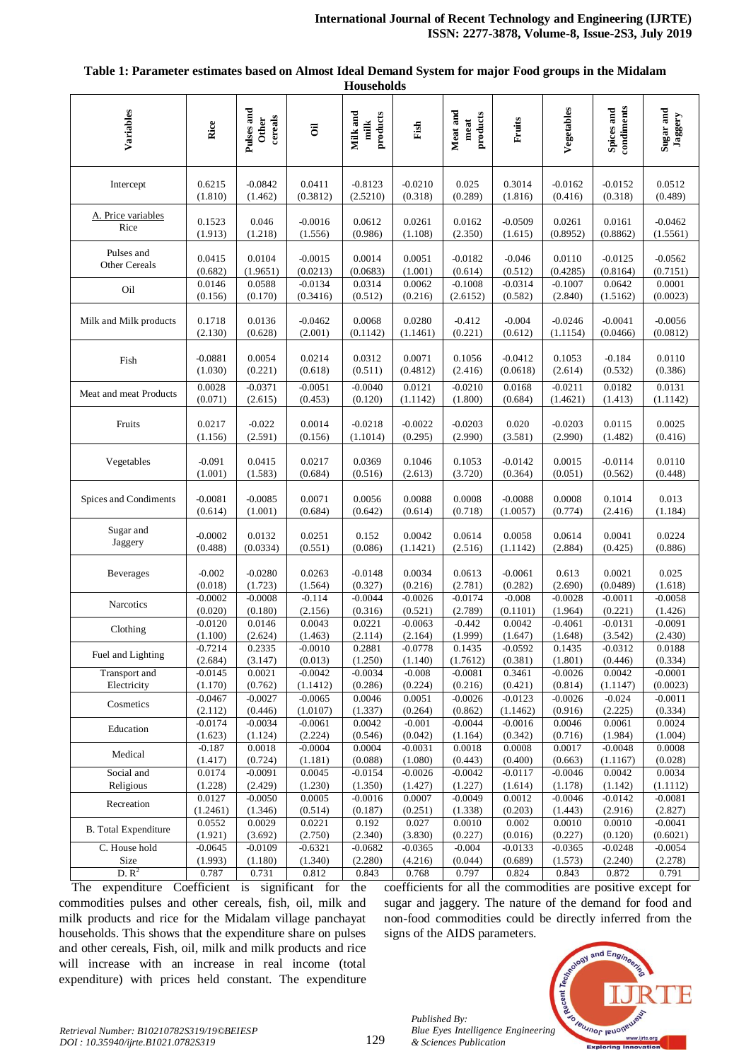**Table 1: Parameter estimates based on Almost Ideal Demand System for major Food groups in the Midalam Households**

| Variables | Rice | Pulses and Other cereals | Oil | Milk and milk products | Fish | Meat and meat products | Fruits | Vegetables | Spices and condiments | Sugar and Jaggery |
|---|---|---|---|---|---|---|---|---|---|---|
| Intercept | 0.6215 (1.810) | -0.0842 (1.462) | 0.0411 (0.3812) | -0.8123 (2.5210) | -0.0210 (0.318) | 0.025 (0.289) | 0.3014 (1.816) | -0.0162 (0.416) | -0.0152 (0.318) | 0.0512 (0.489) |
| A. Price variables Rice | 0.1523 (1.913) | 0.046 (1.218) | -0.0016 (1.556) | 0.0612 (0.986) | 0.0261 (1.108) | 0.0162 (2.350) | -0.0509 (1.615) | 0.0261 (0.8952) | 0.0161 (0.8862) | -0.0462 (1.5561) |
| Pulses and Other Cereals | 0.0415 (0.682) | 0.0104 (1.9651) | -0.0015 (0.0213) | 0.0014 (0.0683) | 0.0051 (1.001) | -0.0182 (0.614) | -0.046 (0.512) | 0.0110 (0.4285) | -0.0125 (0.8164) | -0.0562 (0.7151) |
| Oil | 0.0146 (0.156) | 0.0588 (0.170) | -0.0134 (0.3416) | 0.0314 (0.512) | 0.0062 (0.216) | -0.1008 (2.6152) | -0.0314 (0.582) | -0.1007 (2.840) | 0.0642 (1.5162) | 0.0001 (0.0023) |
| Milk and Milk products | 0.1718 (2.130) | 0.0136 (0.628) | -0.0462 (2.001) | 0.0068 (0.1142) | 0.0280 (1.1461) | -0.412 (0.221) | -0.004 (0.612) | -0.0246 (1.1154) | -0.0041 (0.0466) | -0.0056 (0.0812) |
| Fish | -0.0881 (1.030) | 0.0054 (0.221) | 0.0214 (0.618) | 0.0312 (0.511) | 0.0071 (0.4812) | 0.1056 (2.416) | -0.0412 (0.0618) | 0.1053 (2.614) | -0.184 (0.532) | 0.0110 (0.386) |
| Meat and meat Products | 0.0028 (0.071) | -0.0371 (2.615) | -0.0051 (0.453) | -0.0040 (0.120) | 0.0121 (1.1142) | -0.0210 (1.800) | 0.0168 (0.684) | -0.0211 (1.4621) | 0.0182 (1.413) | 0.0131 (1.1142) |
| Fruits | 0.0217 (1.156) | -0.022 (2.591) | 0.0014 (0.156) | -0.0218 (1.1014) | -0.0022 (0.295) | -0.0203 (2.990) | 0.020 (3.581) | -0.0203 (2.990) | 0.0115 (1.482) | 0.0025 (0.416) |
| Vegetables | -0.091 (1.001) | 0.0415 (1.583) | 0.0217 (0.684) | 0.0369 (0.516) | 0.1046 (2.613) | 0.1053 (3.720) | -0.0142 (0.364) | 0.0015 (0.051) | -0.0114 (0.562) | 0.0110 (0.448) |
| Spices and Condiments | -0.0081 (0.614) | -0.0085 (1.001) | 0.0071 (0.684) | 0.0056 (0.642) | 0.0088 (0.614) | 0.0008 (0.718) | -0.0088 (1.0057) | 0.0008 (0.774) | 0.1014 (2.416) | 0.013 (1.184) |
| Sugar and Jaggery | -0.0002 (0.488) | 0.0132 (0.0334) | 0.0251 (0.551) | 0.152 (0.086) | 0.0042 (1.1421) | 0.0614 (2.516) | 0.0058 (1.1142) | 0.0614 (2.884) | 0.0041 (0.425) | 0.0224 (0.886) |
| Beverages | -0.002 (0.018) | -0.0280 (1.723) | 0.0263 (1.564) | -0.0148 (0.327) | 0.0034 (0.216) | 0.0613 (2.781) | -0.0061 (0.282) | 0.613 (2.690) | 0.0021 (0.0489) | 0.025 (1.618) |
| Narcotics | -0.0002 (0.020) | -0.0008 (0.180) | -0.114 (2.156) | -0.0044 (0.316) | -0.0026 (0.521) | -0.0174 (2.789) | -0.008 (0.1101) | -0.0028 (1.964) | -0.0011 (0.221) | -0.0058 (1.426) |
| Clothing | -0.0120 (1.100) | 0.0146 (2.624) | 0.0043 (1.463) | 0.0221 (2.114) | -0.0063 (2.164) | -0.442 (1.999) | 0.0042 (1.647) | -0.4061 (1.648) | -0.0131 (3.542) | -0.0091 (2.430) |
| Fuel and Lighting | -0.7214 (2.684) | 0.2335 (3.147) | -0.0010 (0.013) | 0.2881 (1.250) | -0.0778 (1.140) | 0.1435 (1.7612) | -0.0592 (0.381) | 0.1435 (1.801) | -0.0312 (0.446) | 0.0188 (0.334) |
| Transport and Electricity | -0.0145 (1.170) | 0.0021 (0.762) | -0.0042 (1.1412) | -0.0034 (0.286) | -0.008 (0.224) | -0.0081 (0.216) | 0.3461 (0.421) | -0.0026 (0.814) | 0.0042 (1.1147) | -0.0001 (0.0023) |
| Cosmetics | -0.0467 (2.112) | -0.0027 (0.446) | -0.0065 (1.0107) | 0.0046 (1.337) | 0.0051 (0.264) | -0.0026 (0.862) | -0.0123 (1.1462) | -0.0026 (0.916) | -0.024 (2.225) | -0.0011 (0.334) |
| Education | -0.0174 (1.623) | -0.0034 (1.124) | -0.0061 (2.224) | 0.0042 (0.546) | -0.001 (0.042) | -0.0044 (1.164) | -0.0016 (0.342) | 0.0046 (0.716) | 0.0061 (1.984) | 0.0024 (1.004) |
| Medical | -0.187 (1.417) | 0.0018 (0.724) | -0.0004 (1.181) | 0.0004 (0.088) | -0.0031 (1.080) | 0.0018 (0.443) | 0.0008 (0.400) | 0.0017 (0.663) | -0.0048 (1.1167) | 0.0008 (0.028) |
| Social and Religious | 0.0174 (1.228) | -0.0091 (2.429) | 0.0045 (1.230) | -0.0154 (1.350) | -0.0026 (1.427) | -0.0042 (1.227) | -0.0117 (1.614) | -0.0046 (1.178) | 0.0042 (1.142) | 0.0034 (1.1112) |
| Recreation | 0.0127 (1.2461) | -0.0050 (1.346) | 0.0005 (0.514) | -0.0016 (0.187) | 0.0007 (0.251) | -0.0049 (1.338) | 0.0012 (0.203) | -0.0046 (1.443) | -0.0142 (2.916) | -0.0081 (2.827) |
| B. Total Expenditure | 0.0552 (1.921) | 0.0029 (3.692) | 0.0221 (2.750) | 0.192 (2.340) | 0.027 (3.830) | 0.0010 (0.227) | 0.002 (0.016) | 0.0010 (0.227) | 0.0010 (0.120) | -0.0041 (0.6021) |
| C. House hold Size | -0.0645 (1.993) | -0.0109 (1.180) | -0.6321 (1.340) | -0.0682 (2.280) | -0.0365 (4.216) | -0.004 (0.044) | -0.0133 (0.689) | -0.0365 (1.573) | -0.0248 (2.240) | -0.0054 (2.278) |
| D. $R^2$ | 0.787 | 0.731 | 0.812 | 0.843 | 0.768 | 0.797 | 0.824 | 0.843 | 0.872 | 0.791 |

The expenditure Coefficient is significant for the commodities pulses and other cereals, fish, oil, milk and milk products and rice for the Midalam village panchayat households. This shows that the expenditure share on pulses and other cereals, Fish, oil, milk and milk products and rice will increase with an increase in real income (total expenditure) with prices held constant. The expenditure coefficients for all the commodities are positive except for sugar and jaggery. The nature of the demand for food and non-food commodities could be directly inferred from the signs of the AIDS parameters.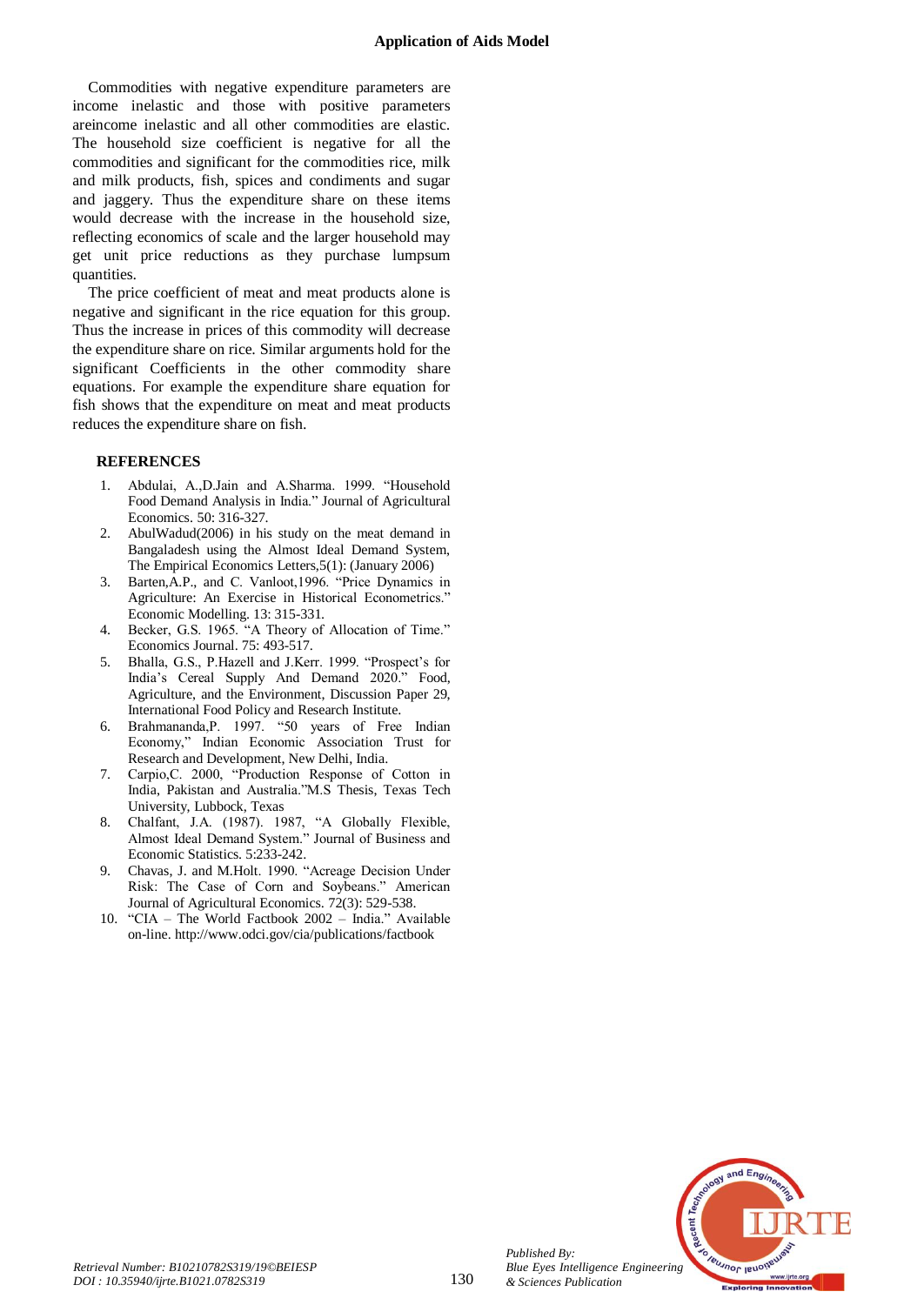Commodities with negative expenditure parameters are income inelastic and those with positive parameters areincome inelastic and all other commodities are elastic. The household size coefficient is negative for all the commodities and significant for the commodities rice, milk and milk products, fish, spices and condiments and sugar and jaggery. Thus the expenditure share on these items would decrease with the increase in the household size, reflecting economics of scale and the larger household may get unit price reductions as they purchase lumpsum quantities.

The price coefficient of meat and meat products alone is negative and significant in the rice equation for this group. Thus the increase in prices of this commodity will decrease the expenditure share on rice. Similar arguments hold for the significant Coefficients in the other commodity share equations. For example the expenditure share equation for fish shows that the expenditure on meat and meat products reduces the expenditure share on fish.

## REFERENCES

1. Abdulai, A.,D.Jain and A.Sharma. 1999. "Household Food Demand Analysis in India." Journal of Agricultural Economics. 50: 316-327.
2. AbulWadud(2006) in his study on the meat demand in Bangaladesh using the Almost Ideal Demand System, The Empirical Economics Letters,5(1): (January 2006)
3. Barten,A.P., and C. Vanloot,1996. "Price Dynamics in Agriculture: An Exercise in Historical Econometrics." Economic Modelling. 13: 315-331.
4. Becker, G.S. 1965. "A Theory of Allocation of Time." Economics Journal. 75: 493-517.
5. Bhalla, G.S., P.Hazell and J.Kerr. 1999. "Prospect's for India's Cereal Supply And Demand 2020." Food, Agriculture, and the Environment, Discussion Paper 29, International Food Policy and Research Institute.
6. Brahmananda,P. 1997. "50 years of Free Indian Economy," Indian Economic Association Trust for Research and Development, New Delhi, India.
7. Carpio,C. 2000, "Production Response of Cotton in India, Pakistan and Australia."M.S Thesis, Texas Tech University, Lubbock, Texas
8. Chalfant, J.A. (1987). 1987, "A Globally Flexible, Almost Ideal Demand System." Journal of Business and Economic Statistics. 5:233-242.
9. Chavas, J. and M.Holt. 1990. "Acreage Decision Under Risk: The Case of Corn and Soybeans." American Journal of Agricultural Economics. 72(3): 529-538.
10. "CIA – The World Factbook 2002 – India." Available on-line. http://www.odci.gov/cia/publications/factbook